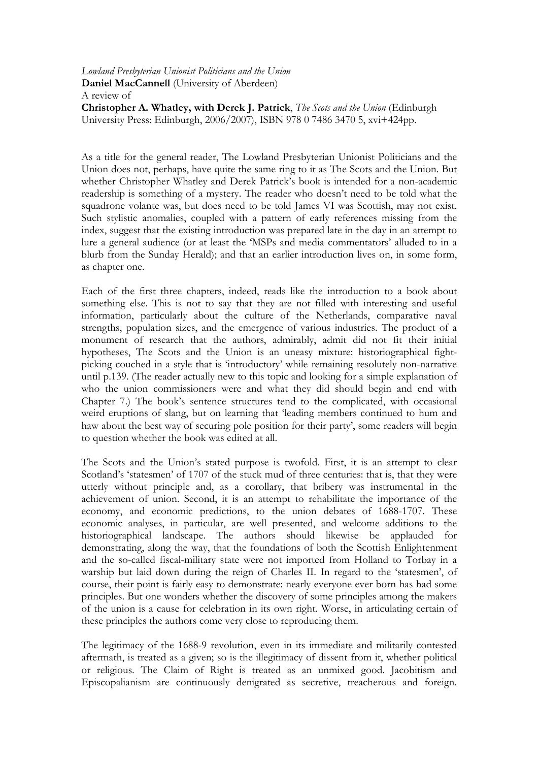*Lowland Presbyterian Unionist Politicians and the Union*
**Daniel MacCannell** (University of Aberdeen)
A review of
**Christopher A. Whatley, with Derek J. Patrick**, *The Scots and the Union* (Edinburgh University Press: Edinburgh, 2006/2007), ISBN 978 0 7486 3470 5, xvi+424pp.

As a title for the general reader, The Lowland Presbyterian Unionist Politicians and the Union does not, perhaps, have quite the same ring to it as The Scots and the Union. But whether Christopher Whatley and Derek Patrick's book is intended for a non-academic readership is something of a mystery. The reader who doesn't need to be told what the squadrone volante was, but does need to be told James VI was Scottish, may not exist. Such stylistic anomalies, coupled with a pattern of early references missing from the index, suggest that the existing introduction was prepared late in the day in an attempt to lure a general audience (or at least the 'MSPs and media commentators' alluded to in a blurb from the Sunday Herald); and that an earlier introduction lives on, in some form, as chapter one.

Each of the first three chapters, indeed, reads like the introduction to a book about something else. This is not to say that they are not filled with interesting and useful information, particularly about the culture of the Netherlands, comparative naval strengths, population sizes, and the emergence of various industries. The product of a monument of research that the authors, admirably, admit did not fit their initial hypotheses, The Scots and the Union is an uneasy mixture: historiographical fight-picking couched in a style that is 'introductory' while remaining resolutely non-narrative until p.139. (The reader actually new to this topic and looking for a simple explanation of who the union commissioners were and what they did should begin and end with Chapter 7.) The book's sentence structures tend to the complicated, with occasional weird eruptions of slang, but on learning that 'leading members continued to hum and haw about the best way of securing pole position for their party', some readers will begin to question whether the book was edited at all.

The Scots and the Union's stated purpose is twofold. First, it is an attempt to clear Scotland's 'statesmen' of 1707 of the stuck mud of three centuries: that is, that they were utterly without principle and, as a corollary, that bribery was instrumental in the achievement of union. Second, it is an attempt to rehabilitate the importance of the economy, and economic predictions, to the union debates of 1688-1707. These economic analyses, in particular, are well presented, and welcome additions to the historiographical landscape. The authors should likewise be applauded for demonstrating, along the way, that the foundations of both the Scottish Enlightenment and the so-called fiscal-military state were not imported from Holland to Torbay in a warship but laid down during the reign of Charles II. In regard to the 'statesmen', of course, their point is fairly easy to demonstrate: nearly everyone ever born has had some principles. But one wonders whether the discovery of some principles among the makers of the union is a cause for celebration in its own right. Worse, in articulating certain of these principles the authors come very close to reproducing them.

The legitimacy of the 1688-9 revolution, even in its immediate and militarily contested aftermath, is treated as a given; so is the illegitimacy of dissent from it, whether political or religious. The Claim of Right is treated as an unmixed good. Jacobitism and Episcopalianism are continuously denigrated as secretive, treacherous and foreign.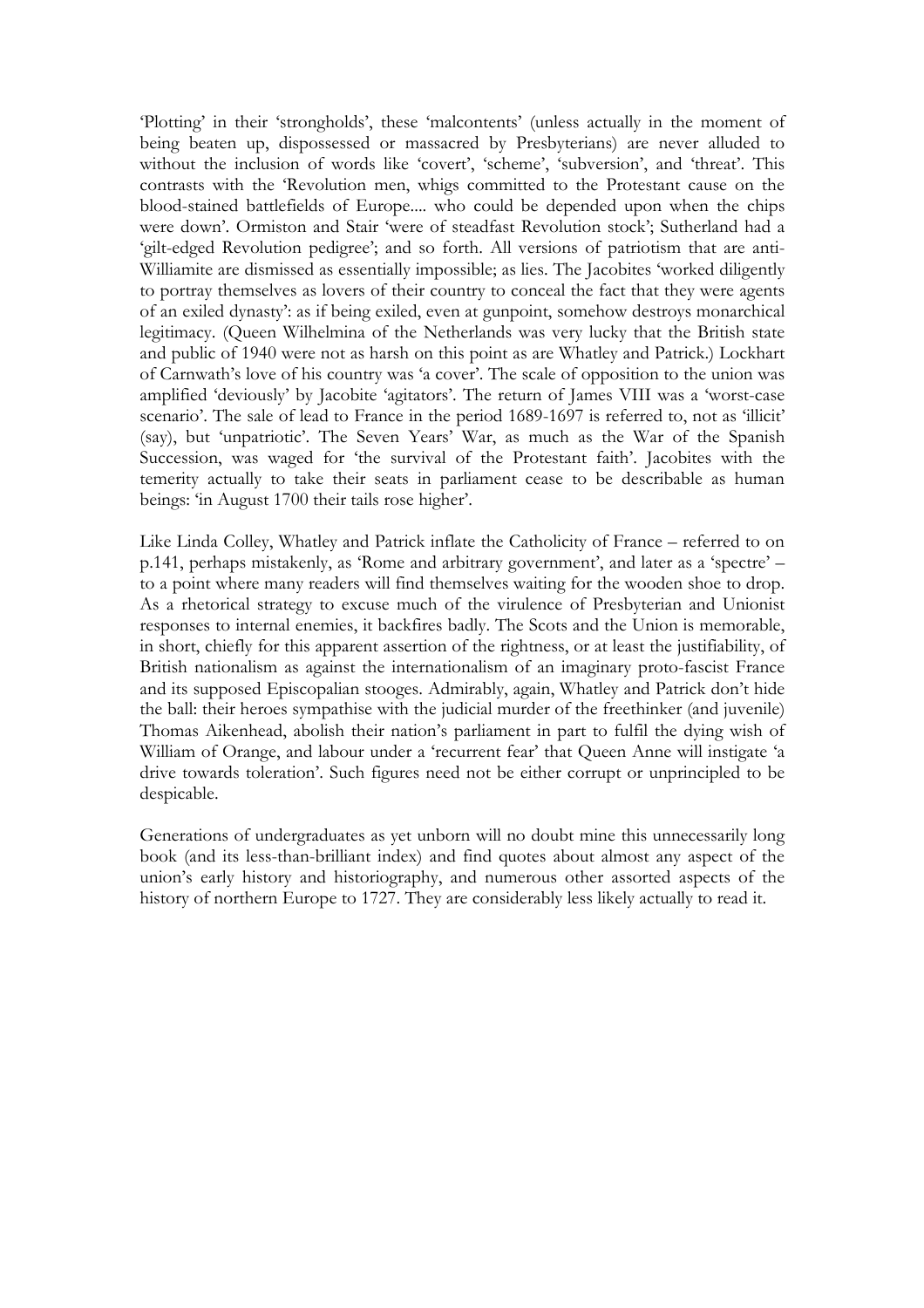'Plotting' in their 'strongholds', these 'malcontents' (unless actually in the moment of being beaten up, dispossessed or massacred by Presbyterians) are never alluded to without the inclusion of words like 'covert', 'scheme', 'subversion', and 'threat'. This contrasts with the 'Revolution men, whigs committed to the Protestant cause on the blood-stained battlefields of Europe.... who could be depended upon when the chips were down'. Ormiston and Stair 'were of steadfast Revolution stock'; Sutherland had a 'gilt-edged Revolution pedigree'; and so forth. All versions of patriotism that are anti-Williamite are dismissed as essentially impossible; as lies. The Jacobites 'worked diligently to portray themselves as lovers of their country to conceal the fact that they were agents of an exiled dynasty': as if being exiled, even at gunpoint, somehow destroys monarchical legitimacy. (Queen Wilhelmina of the Netherlands was very lucky that the British state and public of 1940 were not as harsh on this point as are Whatley and Patrick.) Lockhart of Carnwath's love of his country was 'a cover'. The scale of opposition to the union was amplified 'deviously' by Jacobite 'agitators'. The return of James VIII was a 'worst-case scenario'. The sale of lead to France in the period 1689-1697 is referred to, not as 'illicit' (say), but 'unpatriotic'. The Seven Years' War, as much as the War of the Spanish Succession, was waged for 'the survival of the Protestant faith'. Jacobites with the temerity actually to take their seats in parliament cease to be describable as human beings: 'in August 1700 their tails rose higher'.

Like Linda Colley, Whatley and Patrick inflate the Catholicity of France – referred to on p.141, perhaps mistakenly, as 'Rome and arbitrary government', and later as a 'spectre' – to a point where many readers will find themselves waiting for the wooden shoe to drop. As a rhetorical strategy to excuse much of the virulence of Presbyterian and Unionist responses to internal enemies, it backfires badly. The Scots and the Union is memorable, in short, chiefly for this apparent assertion of the rightness, or at least the justifiability, of British nationalism as against the internationalism of an imaginary proto-fascist France and its supposed Episcopalian stooges. Admirably, again, Whatley and Patrick don't hide the ball: their heroes sympathise with the judicial murder of the freethinker (and juvenile) Thomas Aikenhead, abolish their nation's parliament in part to fulfil the dying wish of William of Orange, and labour under a 'recurrent fear' that Queen Anne will instigate 'a drive towards toleration'. Such figures need not be either corrupt or unprincipled to be despicable.

Generations of undergraduates as yet unborn will no doubt mine this unnecessarily long book (and its less-than-brilliant index) and find quotes about almost any aspect of the union's early history and historiography, and numerous other assorted aspects of the history of northern Europe to 1727. They are considerably less likely actually to read it.